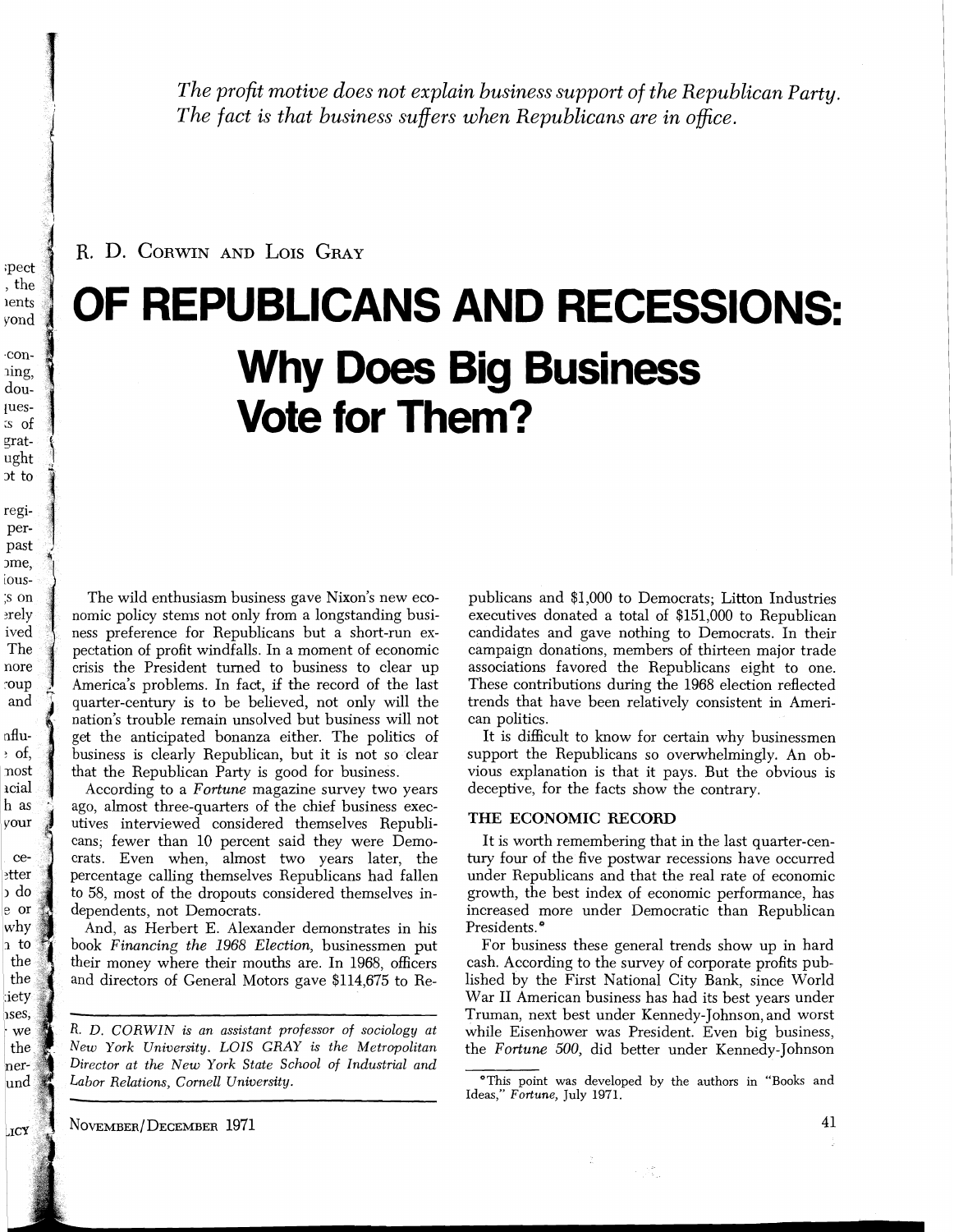*The profit motive does not explain business support of the Republican Party. The fact is that business suffers when Republicans are in office.*

R. D. CORWIN AND LOIS GRAY

# OF REPUBLICANS AND RECESSIONS: Why Does Big Business Vote for Them?

The wild enthusiasm business gave Nixon's new economic policy stems not only from a longstanding business preference for Republicans but a short-run expectation of profit windfalls. In a moment of economic crisis the President turned to business to clear up America's problems. In fact, if the record of the last quarter-century is to be believed, not only will the nation's trouble remain unsolved but business will not get the anticipated bonanza either. The politics of business is clearly Republican, but it is not so clear that the Republican Party is good for business.

According to a *Fortune* magazine survey two years ago, almost three-quarters of the chief business executives interviewed considered themselves Republicans; fewer than 10 percent said they were Democrats. Even when, almost two years later, the percentage calling themselves Republicans had fallen to 58, most of the dropouts considered themselves independents, not Democrats.

And, as Herbert E. Alexander demonstrates in his book *Financing the 1968 Election*, businessmen put their money where their mouths are. In 1968, officers and directors of General Motors gave $114,675 to Republicans and $1,000 to Democrats; Litton Industries executives donated a total of $151,000 to Republican candidates and gave nothing to Democrats. In their campaign donations, members of thirteen major trade associations favored the Republicans eight to one. These contributions during the 1968 election reflected trends that have been relatively consistent in American politics.

It is difficult to know for certain why businessmen support the Republicans so overwhelmingly. An obvious explanation is that it pays. But the obvious is deceptive, for the facts show the contrary.

### THE ECONOMIC RECORD

It is worth remembering that in the last quarter-century four of the five postwar recessions have occurred under Republicans and that the real rate of economic growth, the best index of economic performance, has increased more under Democratic than Republican Presidents.*

For business these general trends show up in hard cash. According to the survey of corporate profits published by the First National City Bank, since World War II American business has had its best years under Truman, next best under Kennedy-Johnson, and worst while Eisenhower was President. Even big business, the *Fortune 500*, did better under Kennedy-Johnson

---

*R. D. CORWIN is an assistant professor of sociology at New York University. LOIS GRAY is the Metropolitan Director at the New York State School of Industrial and Labor Relations, Cornell University.*

*This point was developed by the authors in "Books and Ideas," *Fortune*, July 1971.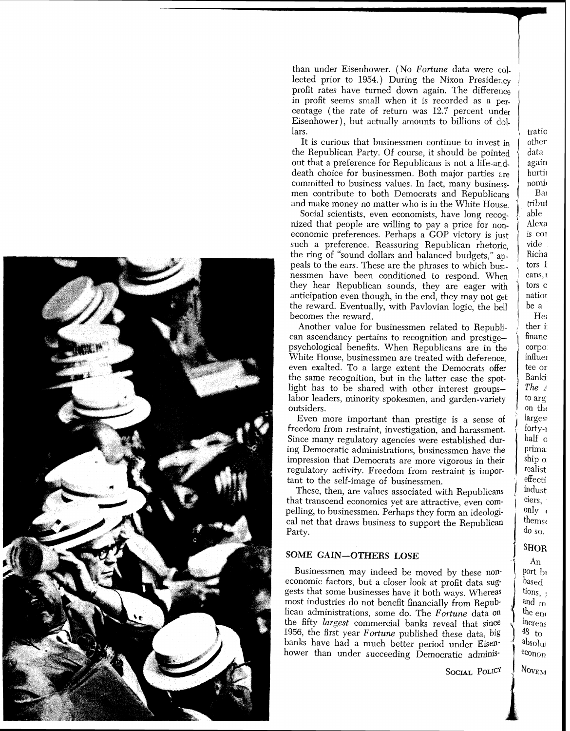than under Eisenhower. (No *Fortune* data were collected prior to 1954.) During the Nixon Presidency profit rates have turned down again. The difference in profit seems small when it is recorded as a percentage (the rate of return was 12.7 percent under Eisenhower), but actually amounts to billions of dollars.

It is curious that businessmen continue to invest in the Republican Party. Of course, it should be pointed out that a preference for Republicans is not a life-and-death choice for businessmen. Both major parties are committed to business values. In fact, many businessmen contribute to both Democrats and Republicans and make money no matter who is in the White House.

Social scientists, even economists, have long recognized that people are willing to pay a price for non-economic preferences. Perhaps a GOP victory is just such a preference. Reassuring Republican rhetoric, the ring of "sound dollars and balanced budgets," appeals to the ears. These are the phrases to which businessmen have been conditioned to respond. When they hear Republican sounds, they are eager with anticipation even though, in the end, they may not get the reward. Eventually, with Pavlovian logic, the bell becomes the reward.

Another value for businessmen related to Republican ascendancy pertains to recognition and prestige—psychological benefits. When Republicans are in the White House, businessmen are treated with deference, even exalted. To a large extent the Democrats offer the same recognition, but in the latter case the spotlight has to be shared with other interest groups—labor leaders, minority spokesmen, and garden-variety outsiders.

Even more important than prestige is a sense of freedom from restraint, investigation, and harassment. Since many regulatory agencies were established during Democratic administrations, businessmen have the impression that Democrats are more vigorous in their regulatory activity. Freedom from restraint is important to the self-image of businessmen.

These, then, are values associated with Republicans that transcend economics yet are attractive, even compelling, to businessmen. Perhaps they form an ideological net that draws business to support the Republican Party.

## SOME GAIN—OTHERS LOSE

Businessmen may indeed be moved by these non-economic factors, but a closer look at profit data suggests that some businesses have it both ways. Whereas most industries do not benefit financially from Republican administrations, some do. The *Fortune* data on the fifty *largest* commercial banks reveal that since 1956, the first year *Fortune* published these data, big banks have had a much better period under Eisenhower than under succeeding Democratic adminis-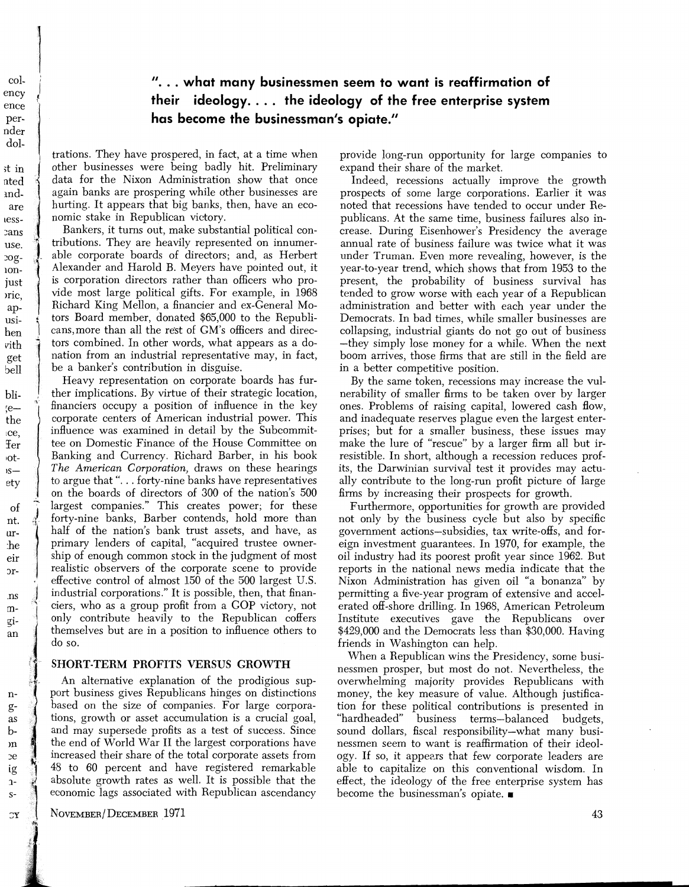> "... what many businessmen seem to want is reaffirmation of their ideology.... the ideology of the free enterprise system has become the businessman's opiate."

trations. They have prospered, in fact, at a time when other businesses were being badly hit. Preliminary data for the Nixon Administration show that once again banks are prospering while other businesses are hurting. It appears that big banks, then, have an economic stake in Republican victory.

Bankers, it turns out, make substantial political contributions. They are heavily represented on innumerable corporate boards of directors; and, as Herbert Alexander and Harold B. Meyers have pointed out, it is corporation directors rather than officers who provide most large political gifts. For example, in 1968 Richard King Mellon, a financier and ex-General Motors Board member, donated $65,000 to the Republicans, more than all the rest of GM's officers and directors combined. In other words, what appears as a donation from an industrial representative may, in fact, be a banker's contribution in disguise.

Heavy representation on corporate boards has further implications. By virtue of their strategic location, financiers occupy a position of influence in the key corporate centers of American industrial power. This influence was examined in detail by the Subcommittee on Domestic Finance of the House Committee on Banking and Currency. Richard Barber, in his book *The American Corporation,* draws on these hearings to argue that "... forty-nine banks have representatives on the boards of directors of 300 of the nation's 500 largest companies." This creates power; for these forty-nine banks, Barber contends, hold more than half of the nation's bank trust assets, and have, as primary lenders of capital, "acquired trustee ownership of enough common stock in the judgment of most realistic observers of the corporate scene to provide effective control of almost 150 of the 500 largest U.S. industrial corporations." It is possible, then, that financiers, who as a group profit from a GOP victory, not only contribute heavily to the Republican coffers themselves but are in a position to influence others to do so.

## SHORT-TERM PROFITS VERSUS GROWTH

An alternative explanation of the prodigious support business gives Republicans hinges on distinctions based on the size of companies. For large corporations, growth or asset accumulation is a crucial goal, and may supersede profits as a test of success. Since the end of World War II the largest corporations have increased their share of the total corporate assets from 48 to 60 percent and have registered remarkable absolute growth rates as well. It is possible that the economic lags associated with Republican ascendancy provide long-run opportunity for large companies to expand their share of the market.

Indeed, recessions actually improve the growth prospects of some large corporations. Earlier it was noted that recessions have tended to occur under Republicans. At the same time, business failures also increase. During Eisenhower's Presidency the average annual rate of business failure was twice what it was under Truman. Even more revealing, however, is the year-to-year trend, which shows that from 1953 to the present, the probability of business survival has tended to grow worse with each year of a Republican administration and better with each year under the Democrats. In bad times, while smaller businesses are collapsing, industrial giants do not go out of business—they simply lose money for a while. When the next boom arrives, those firms that are still in the field are in a better competitive position.

By the same token, recessions may increase the vulnerability of smaller firms to be taken over by larger ones. Problems of raising capital, lowered cash flow, and inadequate reserves plague even the largest enterprises; but for a smaller business, these issues may make the lure of "rescue" by a larger firm all but irresistible. In short, although a recession reduces profits, the Darwinian survival test it provides may actually contribute to the long-run profit picture of large firms by increasing their prospects for growth.

Furthermore, opportunities for growth are provided not only by the business cycle but also by specific government actions—subsidies, tax write-offs, and foreign investment guarantees. In 1970, for example, the oil industry had its poorest profit year since 1962. But reports in the national news media indicate that the Nixon Administration has given oil "a bonanza" by permitting a five-year program of extensive and accelerated off-shore drilling. In 1968, American Petroleum Institute executives gave the Republicans over $429,000 and the Democrats less than $30,000. Having friends in Washington can help.

When a Republican wins the Presidency, some businessmen prosper, but most do not. Nevertheless, the overwhelming majority provides Republicans with money, the key measure of value. Although justification for these political contributions is presented in "hardheaded" business terms—balanced budgets, sound dollars, fiscal responsibility—what many businessmen seem to want is reaffirmation of their ideology. If so, it appears that few corporate leaders are able to capitalize on this conventional wisdom. In effect, the ideology of the free enterprise system has become the businessman's opiate. ■